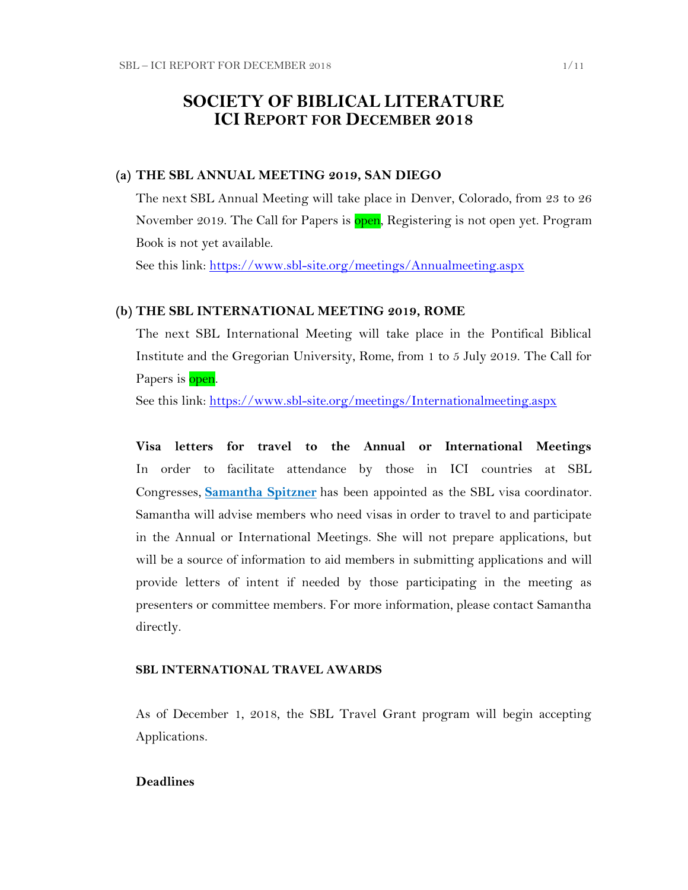# SOCIETY OF BIBLICAL LITERATURE
## ICI REPORT FOR DECEMBER 2018

### (a) THE SBL ANNUAL MEETING 2019, SAN DIEGO

The next SBL Annual Meeting will take place in Denver, Colorado, from 23 to 26 November 2019. The Call for Papers is open, Registering is not open yet. Program Book is not yet available.

See this link: https://www.sbl-site.org/meetings/Annualmeeting.aspx

### (b) THE SBL INTERNATIONAL MEETING 2019, ROME

The next SBL International Meeting will take place in the Pontifical Biblical Institute and the Gregorian University, Rome, from 1 to 5 July 2019. The Call for Papers is open.

See this link: https://www.sbl-site.org/meetings/Internationalmeeting.aspx

**Visa letters for travel to the Annual or International Meetings**
In order to facilitate attendance by those in ICI countries at SBL Congresses, **Samantha Spitzner** has been appointed as the SBL visa coordinator. Samantha will advise members who need visas in order to travel to and participate in the Annual or International Meetings. She will not prepare applications, but will be a source of information to aid members in submitting applications and will provide letters of intent if needed by those participating in the meeting as presenters or committee members. For more information, please contact Samantha directly.

**SBL INTERNATIONAL TRAVEL AWARDS**

As of December 1, 2018, the SBL Travel Grant program will begin accepting Applications.

**Deadlines**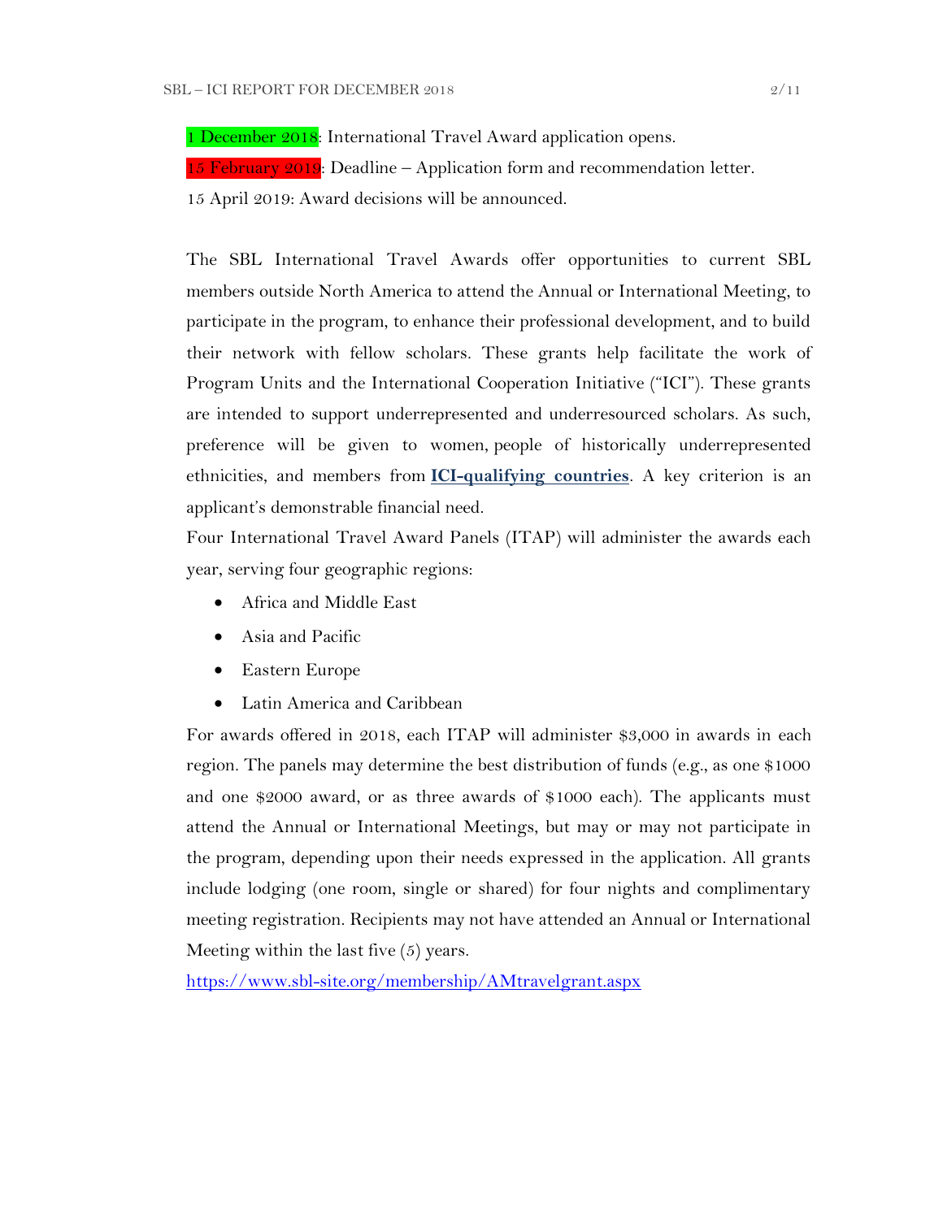1 December 2018: International Travel Award application opens.

15 February 2019: Deadline – Application form and recommendation letter.

15 April 2019: Award decisions will be announced.

The SBL International Travel Awards offer opportunities to current SBL members outside North America to attend the Annual or International Meeting, to participate in the program, to enhance their professional development, and to build their network with fellow scholars. These grants help facilitate the work of Program Units and the International Cooperation Initiative ("ICI"). These grants are intended to support underrepresented and underresourced scholars. As such, preference will be given to women, people of historically underrepresented ethnicities, and members from **ICI-qualifying countries**. A key criterion is an applicant's demonstrable financial need.

Four International Travel Award Panels (ITAP) will administer the awards each year, serving four geographic regions:

- Africa and Middle East
- Asia and Pacific
- Eastern Europe
- Latin America and Caribbean

For awards offered in 2018, each ITAP will administer $3,000 in awards in each region. The panels may determine the best distribution of funds (e.g., as one $1000 and one $2000 award, or as three awards of $1000 each). The applicants must attend the Annual or International Meetings, but may or may not participate in the program, depending upon their needs expressed in the application. All grants include lodging (one room, single or shared) for four nights and complimentary meeting registration. Recipients may not have attended an Annual or International Meeting within the last five (5) years.

https://www.sbl-site.org/membership/AMtravelgrant.aspx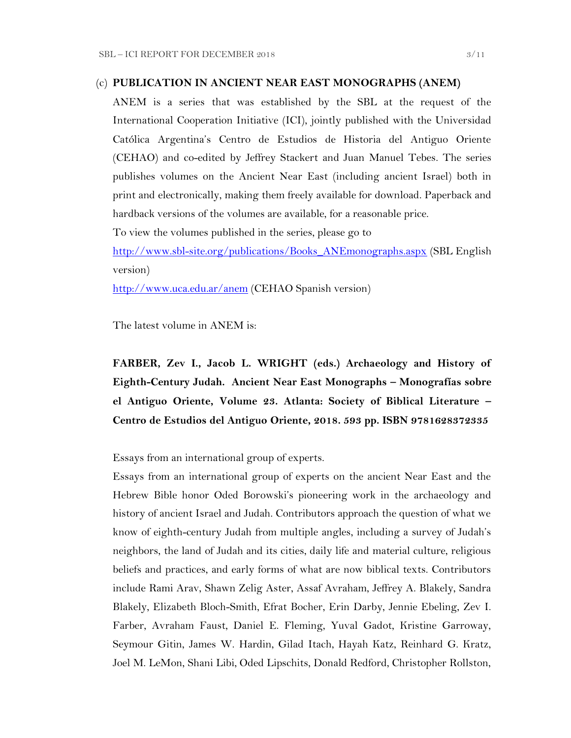### (c) PUBLICATION IN ANCIENT NEAR EAST MONOGRAPHS (ANEM)

ANEM is a series that was established by the SBL at the request of the International Cooperation Initiative (ICI), jointly published with the Universidad Católica Argentina's Centro de Estudios de Historia del Antiguo Oriente (CEHAO) and co-edited by Jeffrey Stackert and Juan Manuel Tebes. The series publishes volumes on the Ancient Near East (including ancient Israel) both in print and electronically, making them freely available for download. Paperback and hardback versions of the volumes are available, for a reasonable price.

To view the volumes published in the series, please go to

[http://www.sbl-site.org/publications/Books_ANEmonographs.aspx](http://www.sbl-site.org/publications/Books_ANEmonographs.aspx) (SBL English version)

[http://www.uca.edu.ar/anem](http://www.uca.edu.ar/anem) (CEHAO Spanish version)

The latest volume in ANEM is:

**FARBER, Zev I., Jacob L. WRIGHT (eds.) Archaeology and History of Eighth-Century Judah. Ancient Near East Monographs – Monografías sobre el Antiguo Oriente, Volume 23. Atlanta: Society of Biblical Literature – Centro de Estudios del Antiguo Oriente, 2018. 593 pp. ISBN 9781628372335**

Essays from an international group of experts.

Essays from an international group of experts on the ancient Near East and the Hebrew Bible honor Oded Borowski's pioneering work in the archaeology and history of ancient Israel and Judah. Contributors approach the question of what we know of eighth-century Judah from multiple angles, including a survey of Judah's neighbors, the land of Judah and its cities, daily life and material culture, religious beliefs and practices, and early forms of what are now biblical texts. Contributors include Rami Arav, Shawn Zelig Aster, Assaf Avraham, Jeffrey A. Blakely, Sandra Blakely, Elizabeth Bloch-Smith, Efrat Bocher, Erin Darby, Jennie Ebeling, Zev I. Farber, Avraham Faust, Daniel E. Fleming, Yuval Gadot, Kristine Garroway, Seymour Gitin, James W. Hardin, Gilad Itach, Hayah Katz, Reinhard G. Kratz, Joel M. LeMon, Shani Libi, Oded Lipschits, Donald Redford, Christopher Rollston,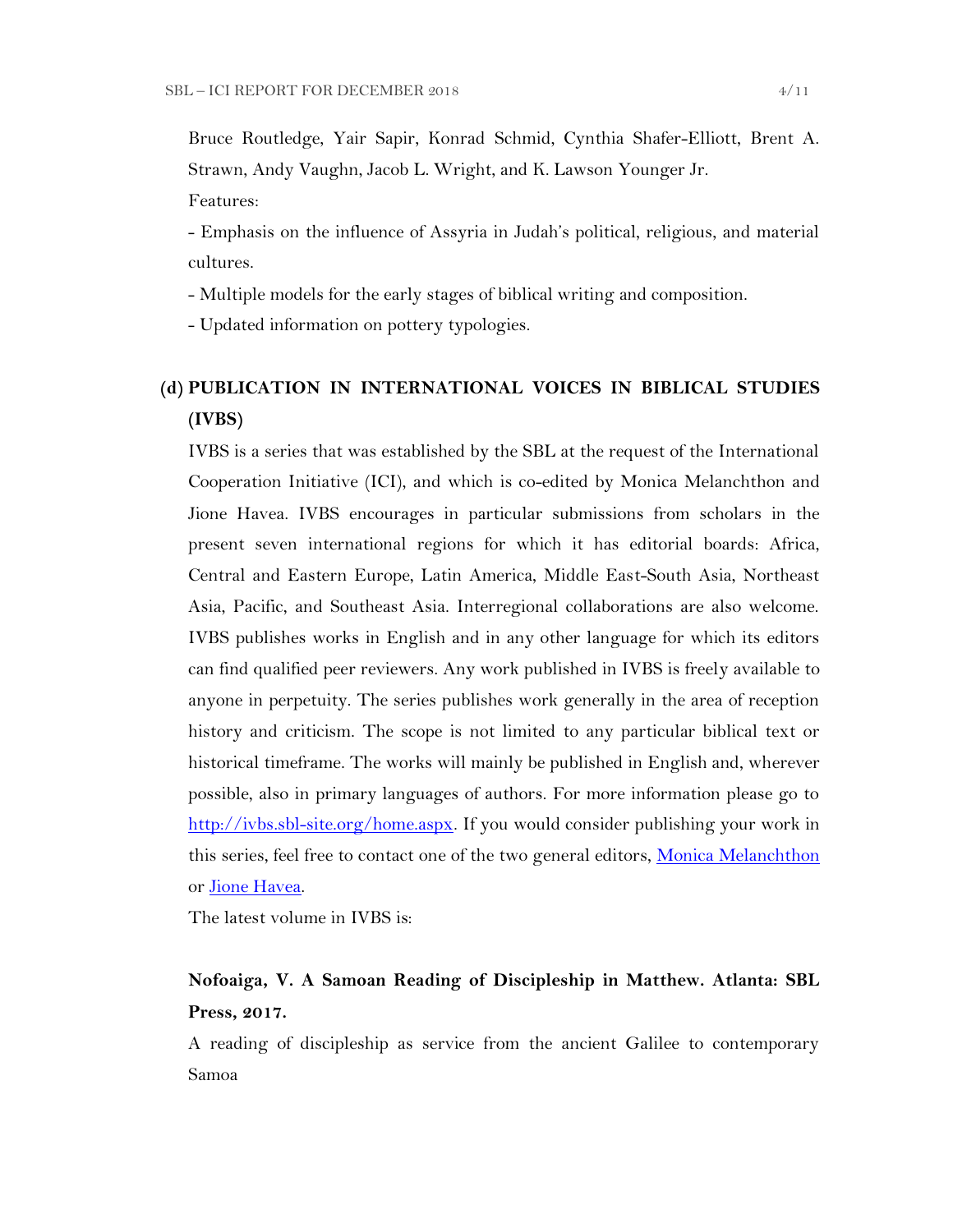Bruce Routledge, Yair Sapir, Konrad Schmid, Cynthia Shafer-Elliott, Brent A. Strawn, Andy Vaughn, Jacob L. Wright, and K. Lawson Younger Jr.

Features:

- Emphasis on the influence of Assyria in Judah's political, religious, and material cultures.
- Multiple models for the early stages of biblical writing and composition.
- Updated information on pottery typologies.

### (d) PUBLICATION IN INTERNATIONAL VOICES IN BIBLICAL STUDIES (IVBS)

IVBS is a series that was established by the SBL at the request of the International Cooperation Initiative (ICI), and which is co-edited by Monica Melanchthon and Jione Havea. IVBS encourages in particular submissions from scholars in the present seven international regions for which it has editorial boards: Africa, Central and Eastern Europe, Latin America, Middle East-South Asia, Northeast Asia, Pacific, and Southeast Asia. Interregional collaborations are also welcome. IVBS publishes works in English and in any other language for which its editors can find qualified peer reviewers. Any work published in IVBS is freely available to anyone in perpetuity. The series publishes work generally in the area of reception history and criticism. The scope is not limited to any particular biblical text or historical timeframe. The works will mainly be published in English and, wherever possible, also in primary languages of authors. For more information please go to [http://ivbs.sbl-site.org/home.aspx](http://ivbs.sbl-site.org/home.aspx). If you would consider publishing your work in this series, feel free to contact one of the two general editors, Monica Melanchthon or Jione Havea.

The latest volume in IVBS is:

**Nofoaiga, V. A Samoan Reading of Discipleship in Matthew. Atlanta: SBL Press, 2017.**

A reading of discipleship as service from the ancient Galilee to contemporary Samoa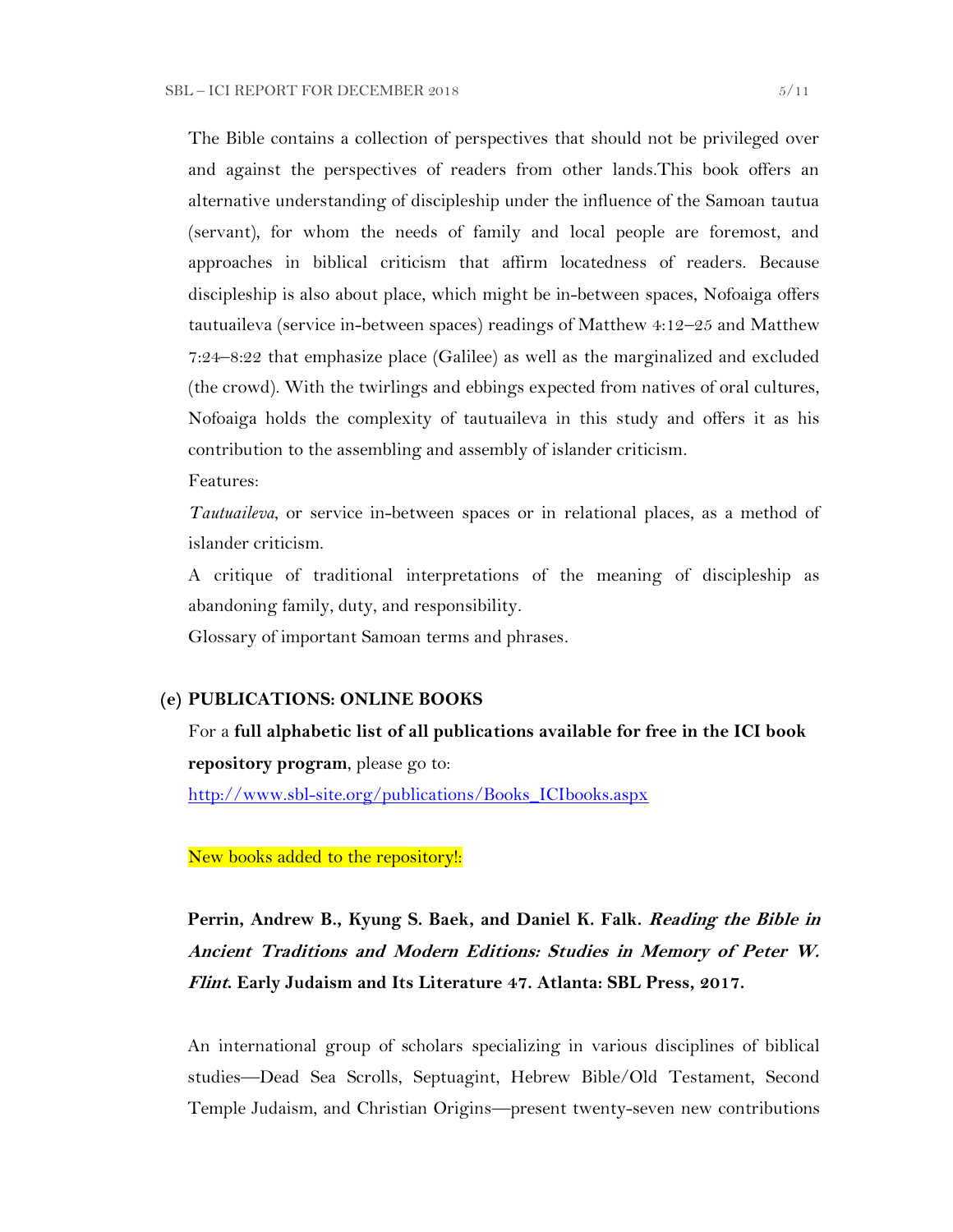The Bible contains a collection of perspectives that should not be privileged over and against the perspectives of readers from other lands.This book offers an alternative understanding of discipleship under the influence of the Samoan tautua (servant), for whom the needs of family and local people are foremost, and approaches in biblical criticism that affirm locatedness of readers. Because discipleship is also about place, which might be in-between spaces, Nofoaiga offers tautuaileva (service in-between spaces) readings of Matthew 4:12–25 and Matthew 7:24–8:22 that emphasize place (Galilee) as well as the marginalized and excluded (the crowd). With the twirlings and ebbings expected from natives of oral cultures, Nofoaiga holds the complexity of tautuaileva in this study and offers it as his contribution to the assembling and assembly of islander criticism.

Features:

*Tautuaileva*, or service in-between spaces or in relational places, as a method of islander criticism.

A critique of traditional interpretations of the meaning of discipleship as abandoning family, duty, and responsibility.

Glossary of important Samoan terms and phrases.

**(e) PUBLICATIONS: ONLINE BOOKS**

For a **full alphabetic list of all publications available for free in the ICI book repository program**, please go to:

http://www.sbl-site.org/publications/Books_ICIbooks.aspx

New books added to the repository!:

**Perrin, Andrew B., Kyung S. Baek, and Daniel K. Falk. *Reading the Bible in Ancient Traditions and Modern Editions: Studies in Memory of Peter W. Flint*. Early Judaism and Its Literature 47. Atlanta: SBL Press, 2017.**

An international group of scholars specializing in various disciplines of biblical studies—Dead Sea Scrolls, Septuagint, Hebrew Bible/Old Testament, Second Temple Judaism, and Christian Origins—present twenty-seven new contributions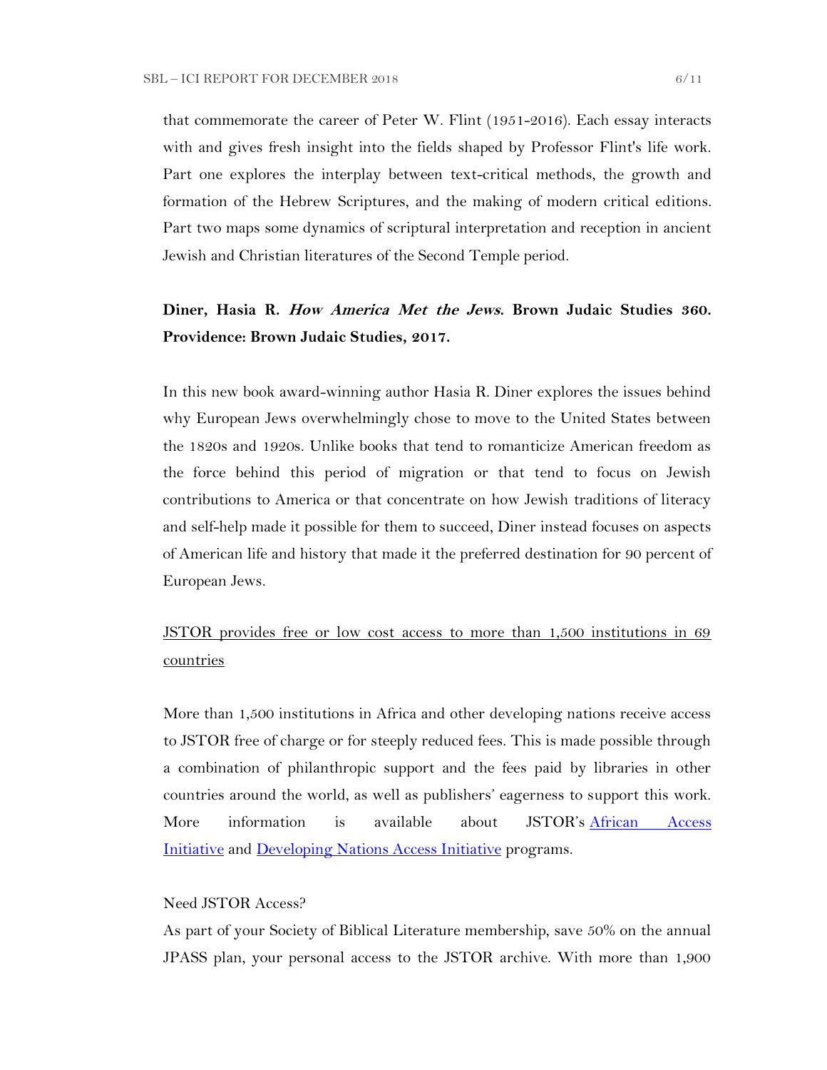that commemorate the career of Peter W. Flint (1951-2016). Each essay interacts with and gives fresh insight into the fields shaped by Professor Flint's life work. Part one explores the interplay between text-critical methods, the growth and formation of the Hebrew Scriptures, and the making of modern critical editions. Part two maps some dynamics of scriptural interpretation and reception in ancient Jewish and Christian literatures of the Second Temple period.

**Diner, Hasia R. *How America Met the Jews*. Brown Judaic Studies 360. Providence: Brown Judaic Studies, 2017.**

In this new book award-winning author Hasia R. Diner explores the issues behind why European Jews overwhelmingly chose to move to the United States between the 1820s and 1920s. Unlike books that tend to romanticize American freedom as the force behind this period of migration or that tend to focus on Jewish contributions to America or that concentrate on how Jewish traditions of literacy and self-help made it possible for them to succeed, Diner instead focuses on aspects of American life and history that made it the preferred destination for 90 percent of European Jews.

<u>JSTOR provides free or low cost access to more than 1,500 institutions in 69 countries</u>

More than 1,500 institutions in Africa and other developing nations receive access to JSTOR free of charge or for steeply reduced fees. This is made possible through a combination of philanthropic support and the fees paid by libraries in other countries around the world, as well as publishers' eagerness to support this work. More information is available about JSTOR's African Access Initiative and Developing Nations Access Initiative programs.

Need JSTOR Access?

As part of your Society of Biblical Literature membership, save 50% on the annual JPASS plan, your personal access to the JSTOR archive. With more than 1,900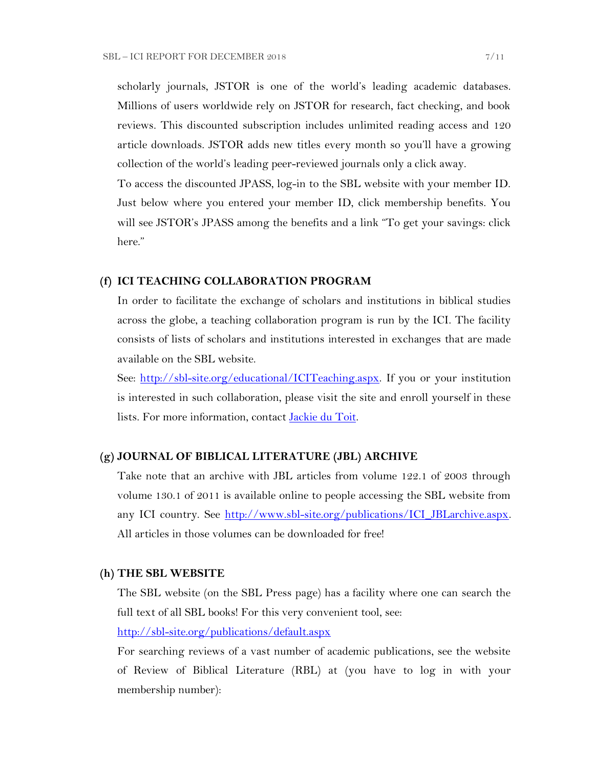scholarly journals, JSTOR is one of the world's leading academic databases. Millions of users worldwide rely on JSTOR for research, fact checking, and book reviews. This discounted subscription includes unlimited reading access and 120 article downloads. JSTOR adds new titles every month so you'll have a growing collection of the world's leading peer-reviewed journals only a click away.

To access the discounted JPASS, log-in to the SBL website with your member ID. Just below where you entered your member ID, click membership benefits. You will see JSTOR's JPASS among the benefits and a link "To get your savings: click here."

## (f) ICI TEACHING COLLABORATION PROGRAM

In order to facilitate the exchange of scholars and institutions in biblical studies across the globe, a teaching collaboration program is run by the ICI. The facility consists of lists of scholars and institutions interested in exchanges that are made available on the SBL website.

See: [http://sbl-site.org/educational/ICITeaching.aspx](http://sbl-site.org/educational/ICITeaching.aspx). If you or your institution is interested in such collaboration, please visit the site and enroll yourself in these lists. For more information, contact Jackie du Toit.

## (g) JOURNAL OF BIBLICAL LITERATURE (JBL) ARCHIVE

Take note that an archive with JBL articles from volume 122.1 of 2003 through volume 130.1 of 2011 is available online to people accessing the SBL website from any ICI country. See [http://www.sbl-site.org/publications/ICI_JBLarchive.aspx](http://www.sbl-site.org/publications/ICI_JBLarchive.aspx). All articles in those volumes can be downloaded for free!

## (h) THE SBL WEBSITE

The SBL website (on the SBL Press page) has a facility where one can search the full text of all SBL books! For this very convenient tool, see:

[http://sbl-site.org/publications/default.aspx](http://sbl-site.org/publications/default.aspx)

For searching reviews of a vast number of academic publications, see the website of Review of Biblical Literature (RBL) at (you have to log in with your membership number):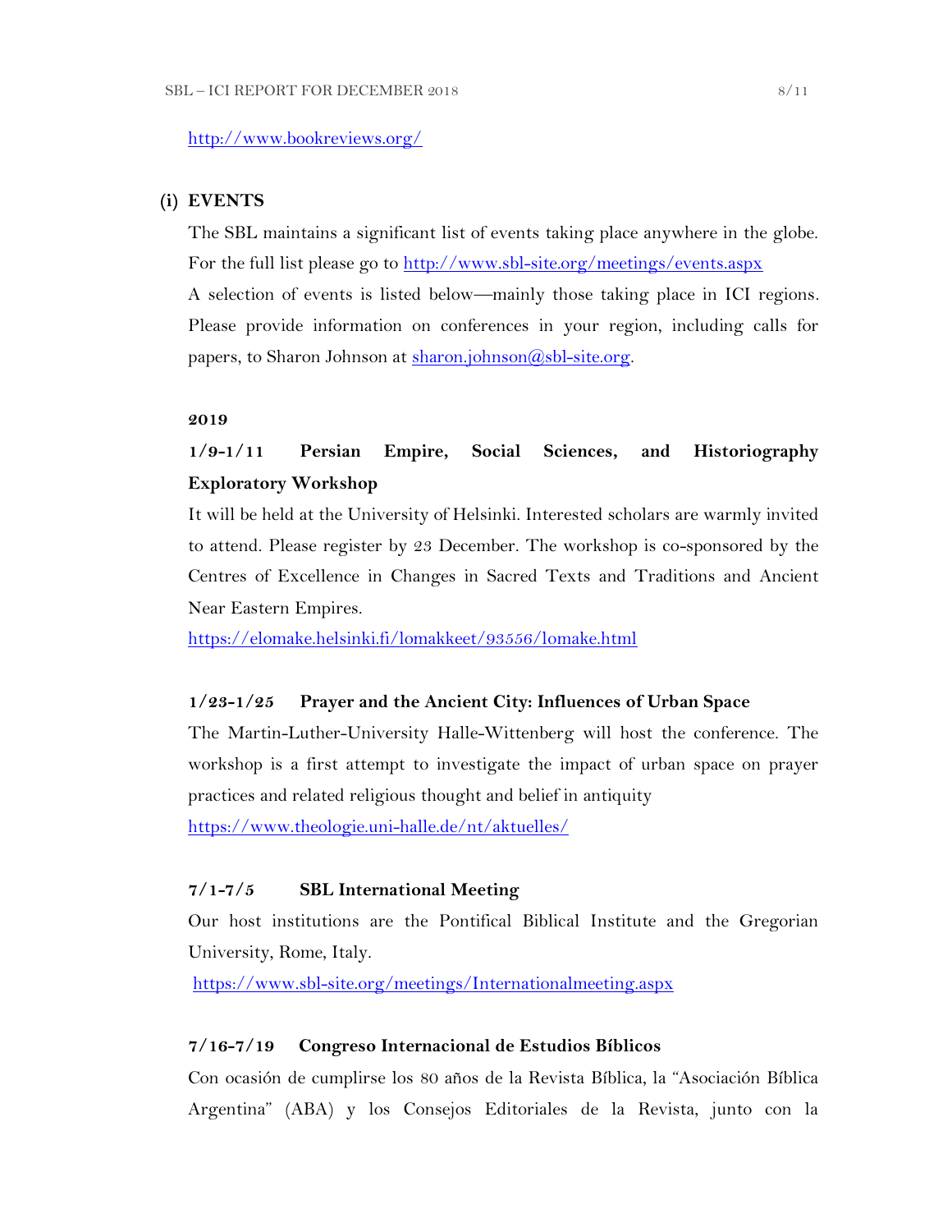http://www.bookreviews.org/

## (i) EVENTS

The SBL maintains a significant list of events taking place anywhere in the globe. For the full list please go to http://www.sbl-site.org/meetings/events.aspx

A selection of events is listed below—mainly those taking place in ICI regions. Please provide information on conferences in your region, including calls for papers, to Sharon Johnson at sharon.johnson@sbl-site.org.

**2019**

### 1/9-1/11 Persian Empire, Social Sciences, and Historiography Exploratory Workshop

It will be held at the University of Helsinki. Interested scholars are warmly invited to attend. Please register by 23 December. The workshop is co-sponsored by the Centres of Excellence in Changes in Sacred Texts and Traditions and Ancient Near Eastern Empires.

https://elomake.helsinki.fi/lomakkeet/93556/lomake.html

### 1/23-1/25 Prayer and the Ancient City: Influences of Urban Space

The Martin-Luther-University Halle-Wittenberg will host the conference. The workshop is a first attempt to investigate the impact of urban space on prayer practices and related religious thought and belief in antiquity

https://www.theologie.uni-halle.de/nt/aktuelles/

### 7/1-7/5 SBL International Meeting

Our host institutions are the Pontifical Biblical Institute and the Gregorian University, Rome, Italy.

https://www.sbl-site.org/meetings/Internationalmeeting.aspx

### 7/16-7/19 Congreso Internacional de Estudios Bíblicos

Con ocasión de cumplirse los 80 años de la Revista Bíblica, la “Asociación Bíblica Argentina” (ABA) y los Consejos Editoriales de la Revista, junto con la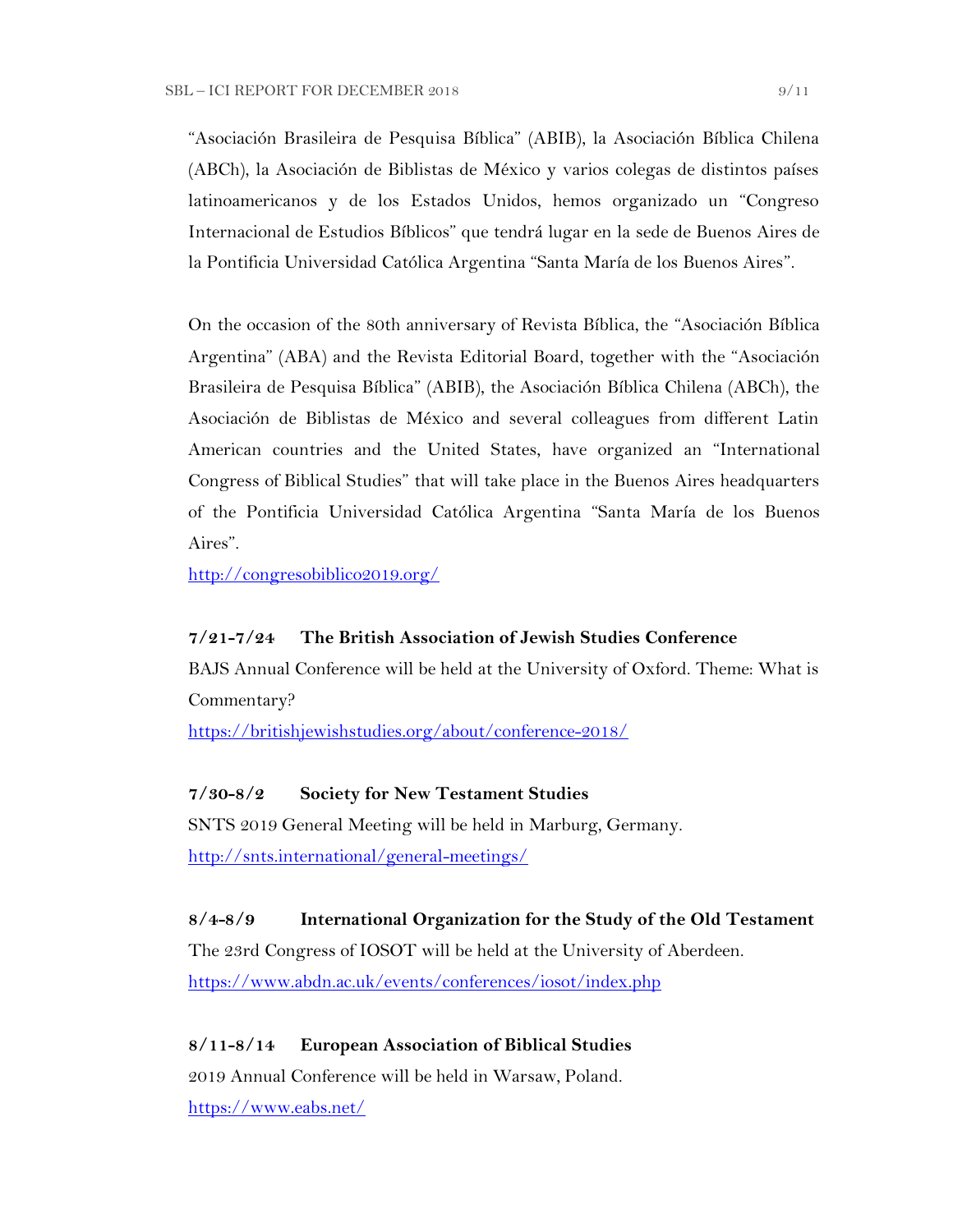"Asociación Brasileira de Pesquisa Bíblica" (ABIB), la Asociación Bíblica Chilena (ABCh), la Asociación de Biblistas de México y varios colegas de distintos países latinoamericanos y de los Estados Unidos, hemos organizado un "Congreso Internacional de Estudios Bíblicos" que tendrá lugar en la sede de Buenos Aires de la Pontificia Universidad Católica Argentina "Santa María de los Buenos Aires".

On the occasion of the 80th anniversary of Revista Bíblica, the "Asociación Bíblica Argentina" (ABA) and the Revista Editorial Board, together with the "Asociación Brasileira de Pesquisa Bíblica" (ABIB), the Asociación Bíblica Chilena (ABCh), the Asociación de Biblistas de México and several colleagues from different Latin American countries and the United States, have organized an "International Congress of Biblical Studies" that will take place in the Buenos Aires headquarters of the Pontificia Universidad Católica Argentina "Santa María de los Buenos Aires".
http://congresobiblico2019.org/

**7/21-7/24 The British Association of Jewish Studies Conference**
BAJS Annual Conference will be held at the University of Oxford. Theme: What is Commentary?
https://britishjewishstudies.org/about/conference-2018/

**7/30-8/2 Society for New Testament Studies**
SNTS 2019 General Meeting will be held in Marburg, Germany.
http://snts.international/general-meetings/

**8/4-8/9 International Organization for the Study of the Old Testament**
The 23rd Congress of IOSOT will be held at the University of Aberdeen.
https://www.abdn.ac.uk/events/conferences/iosot/index.php

**8/11-8/14 European Association of Biblical Studies**
2019 Annual Conference will be held in Warsaw, Poland.
https://www.eabs.net/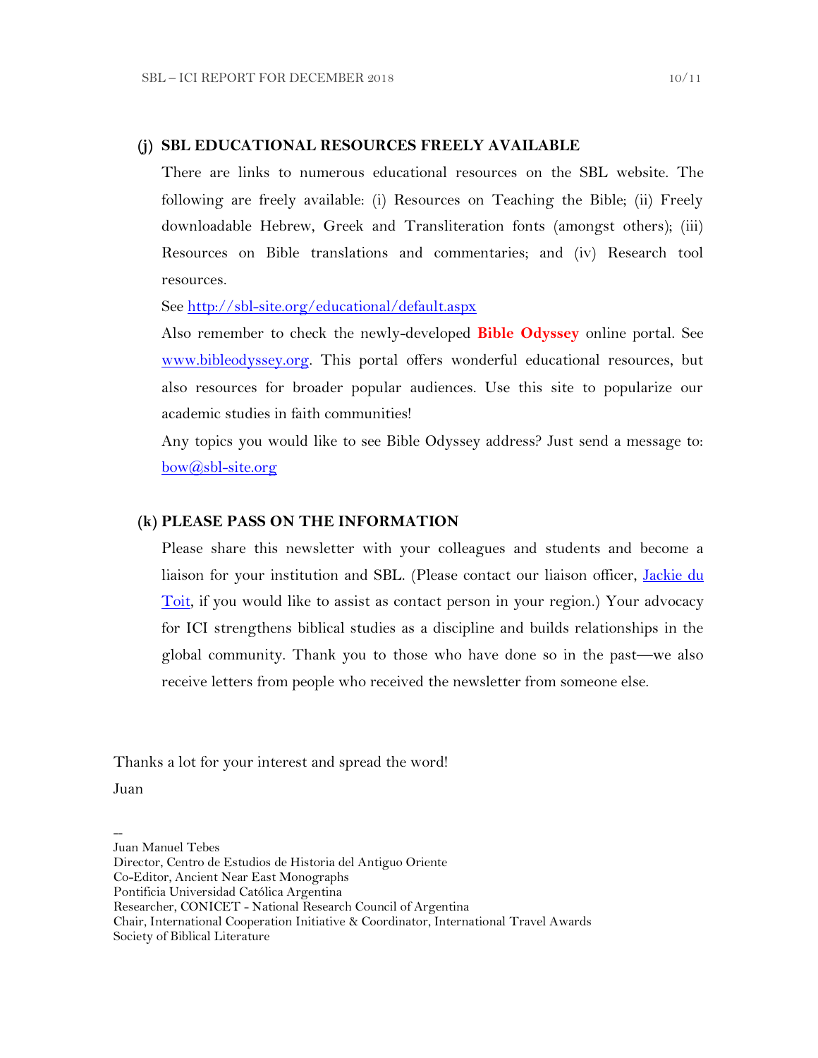### (j) SBL EDUCATIONAL RESOURCES FREELY AVAILABLE

There are links to numerous educational resources on the SBL website. The following are freely available: (i) Resources on Teaching the Bible; (ii) Freely downloadable Hebrew, Greek and Transliteration fonts (amongst others); (iii) Resources on Bible translations and commentaries; and (iv) Research tool resources.

See [http://sbl-site.org/educational/default.aspx](http://sbl-site.org/educational/default.aspx)

Also remember to check the newly-developed **Bible Odyssey** online portal. See [www.bibleodyssey.org](http://www.bibleodyssey.org). This portal offers wonderful educational resources, but also resources for broader popular audiences. Use this site to popularize our academic studies in faith communities!

Any topics you would like to see Bible Odyssey address? Just send a message to: [bow@sbl-site.org](mailto:bow@sbl-site.org)

### (k) PLEASE PASS ON THE INFORMATION

Please share this newsletter with your colleagues and students and become a liaison for your institution and SBL. (Please contact our liaison officer, [Jackie du Toit](), if you would like to assist as contact person in your region.) Your advocacy for ICI strengthens biblical studies as a discipline and builds relationships in the global community. Thank you to those who have done so in the past—we also receive letters from people who received the newsletter from someone else.

Thanks a lot for your interest and spread the word!

Juan

--
Juan Manuel Tebes
Director, Centro de Estudios de Historia del Antiguo Oriente
Co-Editor, Ancient Near East Monographs
Pontificia Universidad Católica Argentina
Researcher, CONICET - National Research Council of Argentina
Chair, International Cooperation Initiative & Coordinator, International Travel Awards
Society of Biblical Literature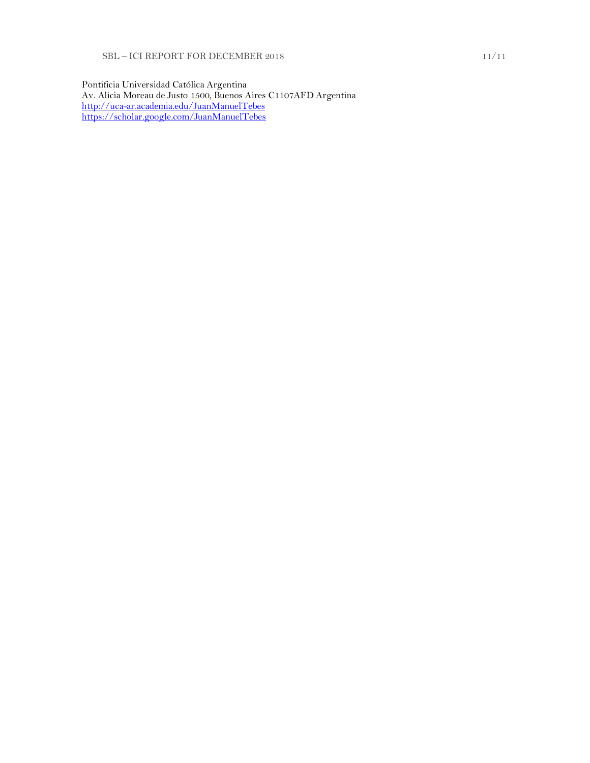Pontificia Universidad Católica Argentina
Av. Alicia Moreau de Justo 1500, Buenos Aires C1107AFD Argentina
http://uca-ar.academia.edu/JuanManuelTebes
https://scholar.google.com/JuanManuelTebes